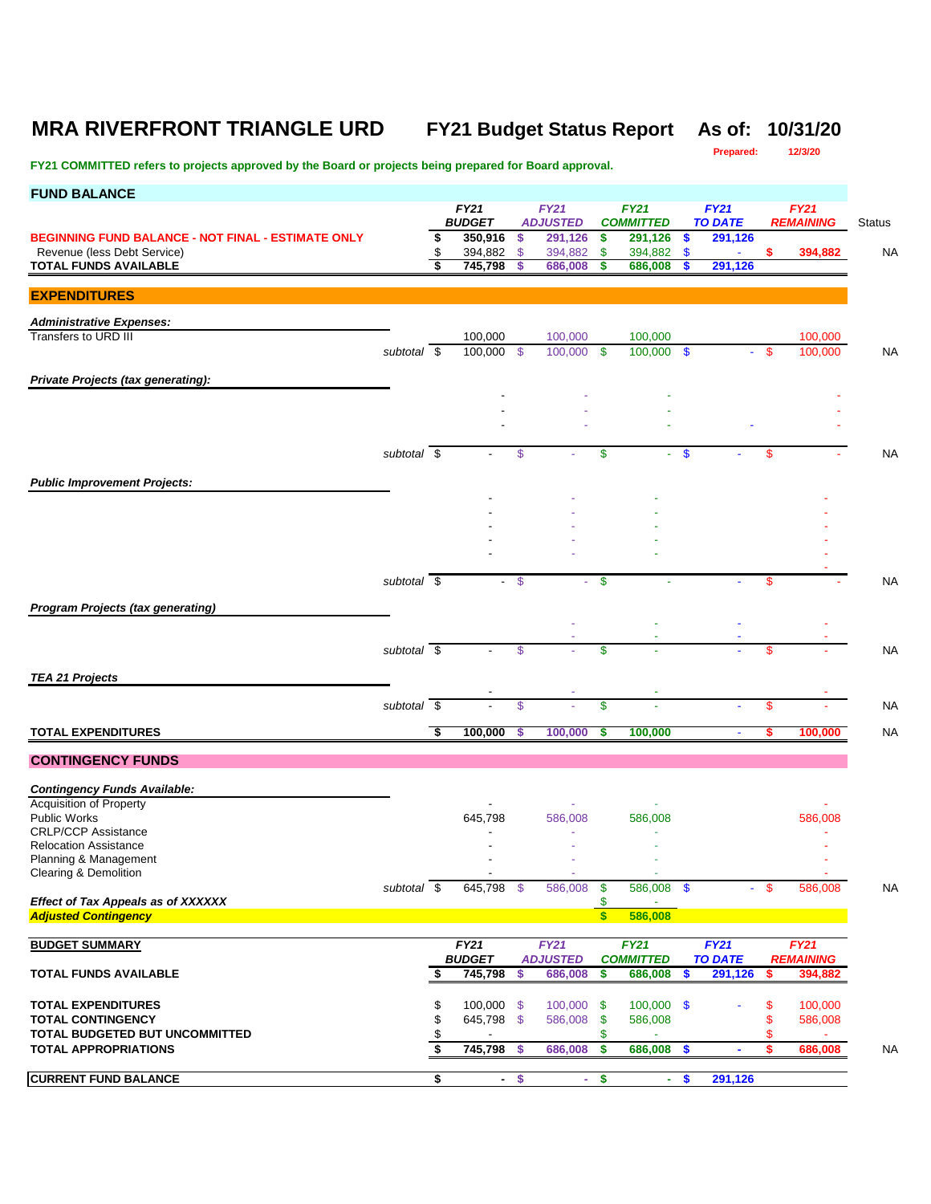# MRA RIVERFRONT TRIANGLE URD FY21 Budget Status Report As of: 10/31/20

Prepared: 12/3/20

**FY21 COMMITTED refers to projects approved by the Board or projects being prepared for Board approval.**

## FUND BALANCE

| | FY21 BUDGET | FY21 ADJUSTED | FY21 COMMITTED | FY21 TO DATE | FY21 REMAINING | Status |
|---|---|---|---|---|---|---|
| **BEGINNING FUND BALANCE - NOT FINAL - ESTIMATE ONLY** | $ 350,916 | $ 291,126 | $ 291,126 | $ 291,126 | | |
| Revenue (less Debt Service) | $ 394,882 | $ 394,882 | $ 394,882 | $ - | $ 394,882 | NA |
| **TOTAL FUNDS AVAILABLE** | $ 745,798 | $ 686,008 | $ 686,008 | $ 291,126 | | |

## EXPENDITURES

| | FY21 BUDGET | FY21 ADJUSTED | FY21 COMMITTED | FY21 TO DATE | FY21 REMAINING | Status |
|---|---|---|---|---|---|---|
| ***Administrative Expenses:*** | | | | | | |
| Transfers to URD III | 100,000 | 100,000 | 100,000 | | 100,000 | |
| *subtotal* | $ 100,000 | $ 100,000 | $ 100,000 | $ - | $ 100,000 | NA |
| ***Private Projects (tax generating):*** | | | | | | |
| | - | - | - | | - | |
| | - | - | - | | - | |
| | - | - | - | - | - | |
| *subtotal* | $ - | $ - | $ - | $ - | $ - | NA |
| ***Public Improvement Projects:*** | | | | | | |
| | - | - | - | | - | |
| | - | - | - | | - | |
| | - | - | - | | - | |
| | - | - | - | | - | |
| | - | - | - | | - | |
| | | | | | - | |
| *subtotal* | $ - | $ - | $ - | - | $ - | NA |
| ***Program Projects (tax generating)*** | | | | | | |
| | | - | - | - | - | |
| | | - | - | - | - | |
| *subtotal* | $ - | $ - | $ - | - | $ - | NA |
| ***TEA 21 Projects*** | | | | | | |
| | - | - | - | | - | |
| *subtotal* | $ - | $ - | $ - | - | $ - | NA |
| **TOTAL EXPENDITURES** | $ 100,000 | $ 100,000 | $ 100,000 | - | $ 100,000 | NA |

## CONTINGENCY FUNDS

| | FY21 BUDGET | FY21 ADJUSTED | FY21 COMMITTED | FY21 TO DATE | FY21 REMAINING | Status |
|---|---|---|---|---|---|---|
| ***Contingency Funds Available:*** | | | | | | |
| Acquisition of Property | - | - | - | | - | |
| Public Works | 645,798 | 586,008 | 586,008 | | 586,008 | |
| CRLP/CCP Assistance | - | - | - | | - | |
| Relocation Assistance | - | - | - | | - | |
| Planning & Management | - | - | - | | - | |
| Clearing & Demolition | - | - | - | | - | |
| *subtotal* | $ 645,798 | $ 586,008 | $ 586,008 | $ - | $ 586,008 | NA |
| ***Effect of Tax Appeals as of XXXXXX*** | | | $ - | | | |
| ***Adjusted Contingency*** | | | $ 586,008 | | | |

## BUDGET SUMMARY

| | FY21 BUDGET | FY21 ADJUSTED | FY21 COMMITTED | FY21 TO DATE | FY21 REMAINING | Status |
|---|---|---|---|---|---|---|
| **TOTAL FUNDS AVAILABLE** | $ 745,798 | $ 686,008 | $ 686,008 | $ 291,126 | $ 394,882 | |
| **TOTAL EXPENDITURES** | $ 100,000 | $ 100,000 | $ 100,000 | $ - | $ 100,000 | |
| **TOTAL CONTINGENCY** | $ 645,798 | $ 586,008 | $ 586,008 | | $ 586,008 | |
| **TOTAL BUDGETED BUT UNCOMMITTED** | $ - | | $ - | | $ - | |
| **TOTAL APPROPRIATIONS** | $ 745,798 | $ 686,008 | $ 686,008 | $ - | $ 686,008 | NA |
| **CURRENT FUND BALANCE** | $ - | $ - | $ - | $ 291,126 | | |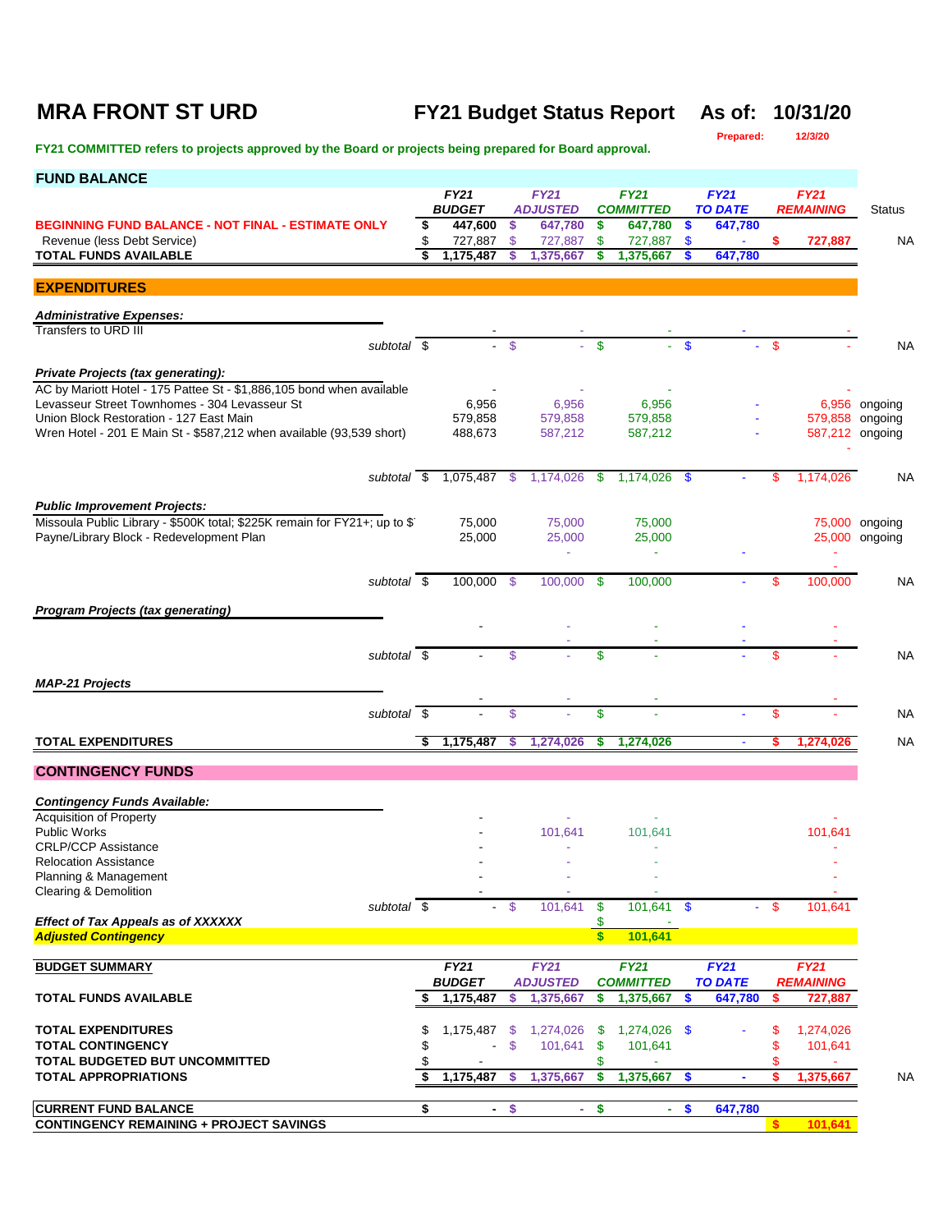# MRA FRONT ST URD

**FY21 Budget Status Report As of: 10/31/20**

Prepared: 12/3/20

**FY21 COMMITTED refers to projects approved by the Board or projects being prepared for Board approval.**

## FUND BALANCE

| | FY21 BUDGET | FY21 ADJUSTED | FY21 COMMITTED | FY21 TO DATE | FY21 REMAINING | Status |
|---|---|---|---|---|---|---|
| **BEGINNING FUND BALANCE - NOT FINAL - ESTIMATE ONLY** | $ 447,600 | $ 647,780 | $ 647,780 | $ 647,780 | | |
| Revenue (less Debt Service) | $ 727,887 | $ 727,887 | $ 727,887 | $ - | $ 727,887 | NA |
| **TOTAL FUNDS AVAILABLE** | $ 1,175,487 | $ 1,375,667 | $ 1,375,667 | $ 647,780 | | |

## EXPENDITURES

| | FY21 BUDGET | FY21 ADJUSTED | FY21 COMMITTED | FY21 TO DATE | FY21 REMAINING | Status |
|---|---|---|---|---|---|---|
| ***Administrative Expenses:*** | | | | | | |
| Transfers to URD III | - | - | - | - | - | |
| *subtotal* | $ - | $ - | $ - | $ - | $ - | NA |
| ***Private Projects (tax generating):*** | | | | | | |
| AC by Mariott Hotel - 175 Pattee St - $1,886,105 bond when available | - | - | - | | - | |
| Levasseur Street Townhomes - 304 Levasseur St | 6,956 | 6,956 | 6,956 | - | 6,956 | ongoing |
| Union Block Restoration - 127 East Main | 579,858 | 579,858 | 579,858 | - | 579,858 | ongoing |
| Wren Hotel - 201 E Main St - $587,212 when available (93,539 short) | 488,673 | 587,212 | 587,212 | - | 587,212 | ongoing |
| | | | | | - | |
| *subtotal* | $ 1,075,487 | $ 1,174,026 | $ 1,174,026 | $ - | $ 1,174,026 | NA |
| ***Public Improvement Projects:*** | | | | | | |
| Missoula Public Library - $500K total; $225K remain for FY21+; up to $ | 75,000 | 75,000 | 75,000 | | 75,000 | ongoing |
| Payne/Library Block - Redevelopment Plan | 25,000 | 25,000 | 25,000 | | 25,000 | ongoing |
| | | - | - | - | - | |
| | | | | | - | |
| *subtotal* | $ 100,000 | $ 100,000 | $ 100,000 | - | $ 100,000 | NA |
| ***Program Projects (tax generating)*** | | | | | | |
| | - | - | - | - | - | |
| | | - | - | - | - | |
| *subtotal* | $ - | $ - | $ - | - | $ - | NA |
| ***MAP-21 Projects*** | | | | | | |
| | - | - | - | | - | |
| *subtotal* | $ - | $ - | $ - | - | $ - | NA |
| **TOTAL EXPENDITURES** | $ 1,175,487 | $ 1,274,026 | $ 1,274,026 | - | $ 1,274,026 | NA |

## CONTINGENCY FUNDS

| | FY21 BUDGET | FY21 ADJUSTED | FY21 COMMITTED | FY21 TO DATE | FY21 REMAINING |
|---|---|---|---|---|---|
| ***Contingency Funds Available:*** | | | | | |
| Acquisition of Property | - | - | - | | - |
| Public Works | - | 101,641 | 101,641 | | 101,641 |
| CRLP/CCP Assistance | - | - | - | | - |
| Relocation Assistance | - | - | - | | - |
| Planning & Management | - | - | - | | - |
| Clearing & Demolition | - | - | - | | - |
| *subtotal* | $ - | $ 101,641 | $ 101,641 | $ - | $ 101,641 |
| ***Effect of Tax Appeals as of XXXXXX*** | | | $ - | | |
| ***Adjusted Contingency*** | | | $ 101,641 | | |

| BUDGET SUMMARY | FY21 BUDGET | FY21 ADJUSTED | FY21 COMMITTED | FY21 TO DATE | FY21 REMAINING | |
|---|---|---|---|---|---|---|
| **TOTAL FUNDS AVAILABLE** | $ 1,175,487 | $ 1,375,667 | $ 1,375,667 | $ 647,780 | $ 727,887 | |
| **TOTAL EXPENDITURES** | $ 1,175,487 | $ 1,274,026 | $ 1,274,026 | $ - | $ 1,274,026 | |
| **TOTAL CONTINGENCY** | $ - | $ 101,641 | $ 101,641 | | $ 101,641 | |
| **TOTAL BUDGETED BUT UNCOMMITTED** | $ - | | $ - | | $ - | |
| **TOTAL APPROPRIATIONS** | $ 1,175,487 | $ 1,375,667 | $ 1,375,667 | $ - | $ 1,375,667 | NA |
| **CURRENT FUND BALANCE** | $ - | $ - | $ - | $ 647,780 | | |
| **CONTINGENCY REMAINING + PROJECT SAVINGS** | | | | | $ 101,641 | |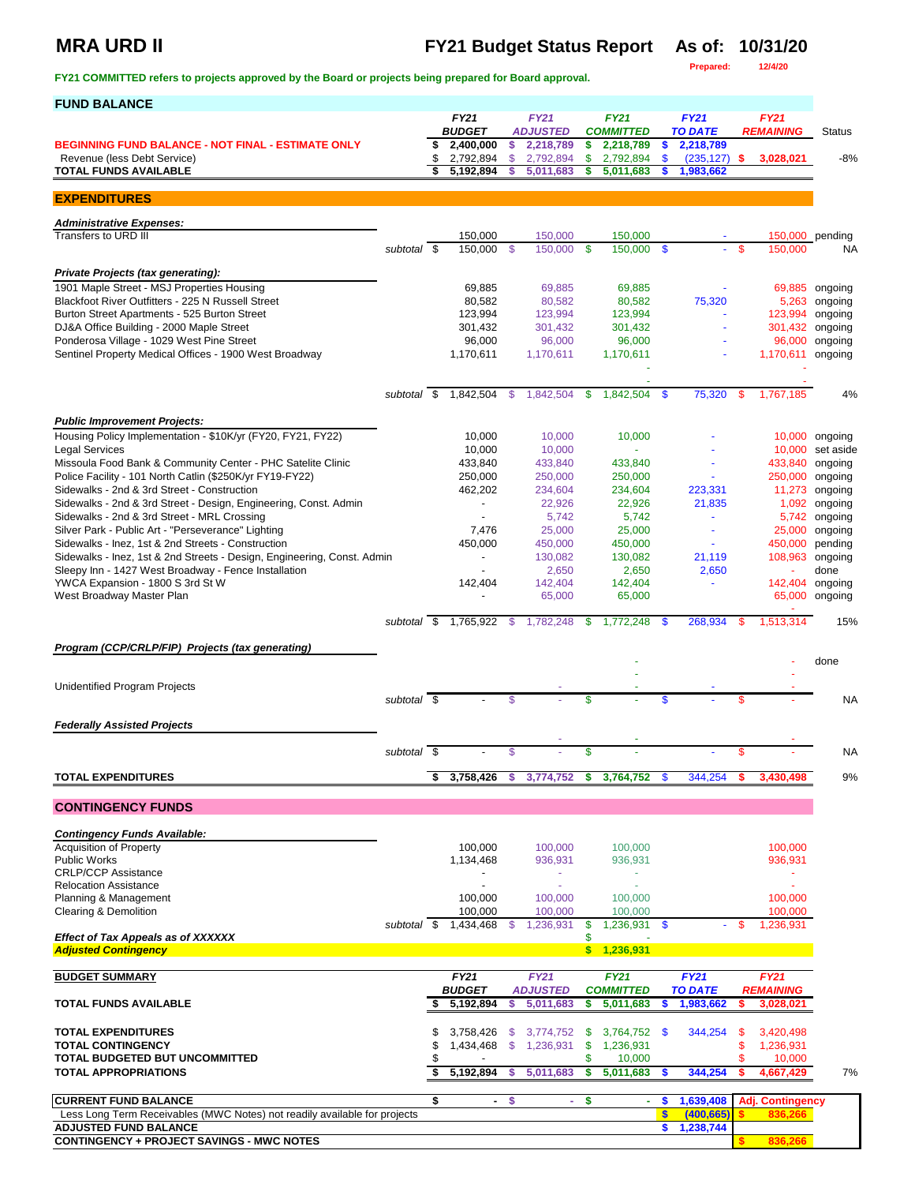# MRA URD II

## FY21 Budget Status Report As of: 10/31/20

Prepared: 12/4/20

**FY21 COMMITTED refers to projects approved by the Board or projects being prepared for Board approval.**

### FUND BALANCE

| | FY21 BUDGET | FY21 ADJUSTED | FY21 COMMITTED | FY21 TO DATE | FY21 REMAINING | Status |
|---|---|---|---|---|---|---|
| **BEGINNING FUND BALANCE - NOT FINAL - ESTIMATE ONLY** | $ 2,400,000 | $ 2,218,789 | $ 2,218,789 | $ 2,218,789 | | |
| Revenue (less Debt Service) | $ 2,792,894 | $ 2,792,894 | $ 2,792,894 | $ (235,127) | $ 3,028,021 | -8% |
| **TOTAL FUNDS AVAILABLE** | $ 5,192,894 | $ 5,011,683 | $ 5,011,683 | $ 1,983,662 | | |

### EXPENDITURES

| | FY21 BUDGET | FY21 ADJUSTED | FY21 COMMITTED | FY21 TO DATE | FY21 REMAINING | Status |
|---|---|---|---|---|---|---|
| ***Administrative Expenses:*** | | | | | | |
| Transfers to URD III | 150,000 | 150,000 | 150,000 | - | 150,000 | pending |
| *subtotal* | $ 150,000 | $ 150,000 | $ 150,000 | $ - | $ 150,000 | NA |
| ***Private Projects (tax generating):*** | | | | | | |
| 1901 Maple Street - MSJ Properties Housing | 69,885 | 69,885 | 69,885 | - | 69,885 | ongoing |
| Blackfoot River Outfitters - 225 N Russell Street | 80,582 | 80,582 | 80,582 | 75,320 | 5,263 | ongoing |
| Burton Street Apartments - 525 Burton Street | 123,994 | 123,994 | 123,994 | - | 123,994 | ongoing |
| DJ&A Office Building - 2000 Maple Street | 301,432 | 301,432 | 301,432 | - | 301,432 | ongoing |
| Ponderosa Village - 1029 West Pine Street | 96,000 | 96,000 | 96,000 | - | 96,000 | ongoing |
| Sentinel Property Medical Offices - 1900 West Broadway | 1,170,611 | 1,170,611 | 1,170,611 | - | 1,170,611 | ongoing |
| | | | - | | - | |
| | | | - | | - | |
| *subtotal* | $ 1,842,504 | $ 1,842,504 | $ 1,842,504 | $ 75,320 | $ 1,767,185 | 4% |
| ***Public Improvement Projects:*** | | | | | | |
| Housing Policy Implementation - $10K/yr (FY20, FY21, FY22) | 10,000 | 10,000 | 10,000 | - | 10,000 | ongoing |
| Legal Services | 10,000 | 10,000 | - | - | 10,000 | set aside |
| Missoula Food Bank & Community Center - PHC Satelite Clinic | 433,840 | 433,840 | 433,840 | - | 433,840 | ongoing |
| Police Facility - 101 North Catlin ($250K/yr FY19-FY22) | 250,000 | 250,000 | 250,000 | - | 250,000 | ongoing |
| Sidewalks - 2nd & 3rd Street - Construction | 462,202 | 234,604 | 234,604 | 223,331 | 11,273 | ongoing |
| Sidewalks - 2nd & 3rd Street - Design, Engineering, Const. Admin | - | 22,926 | 22,926 | 21,835 | 1,092 | ongoing |
| Sidewalks - 2nd & 3rd Street - MRL Crossing | - | 5,742 | 5,742 | - | 5,742 | ongoing |
| Silver Park - Public Art - "Perseverance" Lighting | 7,476 | 25,000 | 25,000 | - | 25,000 | ongoing |
| Sidewalks - Inez, 1st & 2nd Streets - Construction | 450,000 | 450,000 | 450,000 | - | 450,000 | pending |
| Sidewalks - Inez, 1st & 2nd Streets - Design, Engineering, Const. Admin | - | 130,082 | 130,082 | 21,119 | 108,963 | ongoing |
| Sleepy Inn - 1427 West Broadway - Fence Installation | - | 2,650 | 2,650 | 2,650 | - | done |
| YWCA Expansion - 1800 S 3rd St W | 142,404 | 142,404 | 142,404 | - | 142,404 | ongoing |
| West Broadway Master Plan | - | 65,000 | 65,000 | | 65,000 | ongoing |
| | | | | | - | |
| *subtotal* | $ 1,765,922 | $ 1,782,248 | $ 1,772,248 | $ 268,934 | $ 1,513,314 | 15% |
| ***Program (CCP/CRLP/FIP) Projects (tax generating)*** | | | | | | |
| | | | - | | - | done |
| | | | - | | - | |
| Unidentified Program Projects | | - | - | - | - | |
| *subtotal* | $ - | $ - | $ - | $ - | $ - | NA |
| ***Federally Assisted Projects*** | | | | | | |
| | | - | - | | - | |
| *subtotal* | $ - | $ - | $ - | - | $ - | NA |
| **TOTAL EXPENDITURES** | $ 3,758,426 | $ 3,774,752 | $ 3,764,752 | $ 344,254 | $ 3,430,498 | 9% |

### CONTINGENCY FUNDS

| | FY21 BUDGET | FY21 ADJUSTED | FY21 COMMITTED | FY21 TO DATE | FY21 REMAINING |
|---|---|---|---|---|---|
| ***Contingency Funds Available:*** | | | | | |
| Acquisition of Property | 100,000 | 100,000 | 100,000 | | 100,000 |
| Public Works | 1,134,468 | 936,931 | 936,931 | | 936,931 |
| CRLP/CCP Assistance | - | - | - | | - |
| Relocation Assistance | - | - | - | | - |
| Planning & Management | 100,000 | 100,000 | 100,000 | | 100,000 |
| Clearing & Demolition | 100,000 | 100,000 | 100,000 | | 100,000 |
| *subtotal* | $ 1,434,468 | $ 1,236,931 | $ 1,236,931 | $ - | $ 1,236,931 |
| ***Effect of Tax Appeals as of XXXXXX*** | | | $ - | | |
| ***Adjusted Contingency*** | | | $ 1,236,931 | | |

### BUDGET SUMMARY

| | FY21 BUDGET | FY21 ADJUSTED | FY21 COMMITTED | FY21 TO DATE | FY21 REMAINING | |
|---|---|---|---|---|---|---|
| **TOTAL FUNDS AVAILABLE** | $ 5,192,894 | $ 5,011,683 | $ 5,011,683 | $ 1,983,662 | $ 3,028,021 | |
| **TOTAL EXPENDITURES** | $ 3,758,426 | $ 3,774,752 | $ 3,764,752 | $ 344,254 | $ 3,420,498 | |
| **TOTAL CONTINGENCY** | $ 1,434,468 | $ 1,236,931 | $ 1,236,931 | | $ 1,236,931 | |
| **TOTAL BUDGETED BUT UNCOMMITTED** | $ - | | $ 10,000 | | $ 10,000 | |
| **TOTAL APPROPRIATIONS** | $ 5,192,894 | $ 5,011,683 | $ 5,011,683 | $ 344,254 | $ 4,667,429 | 7% |

| | | | | | |
|---|---|---|---|---|---|
| **CURRENT FUND BALANCE** | $ - | $ - | $ - | $ 1,639,408 | **Adj. Contingency** |
| Less Long Term Receivables (MWC Notes) not readily available for projects | | | | $ (400,665) | $ 836,266 |
| **ADJUSTED FUND BALANCE** | | | | $ 1,238,744 | |
| **CONTINGENCY + PROJECT SAVINGS - MWC NOTES** | | | | | $ 836,266 |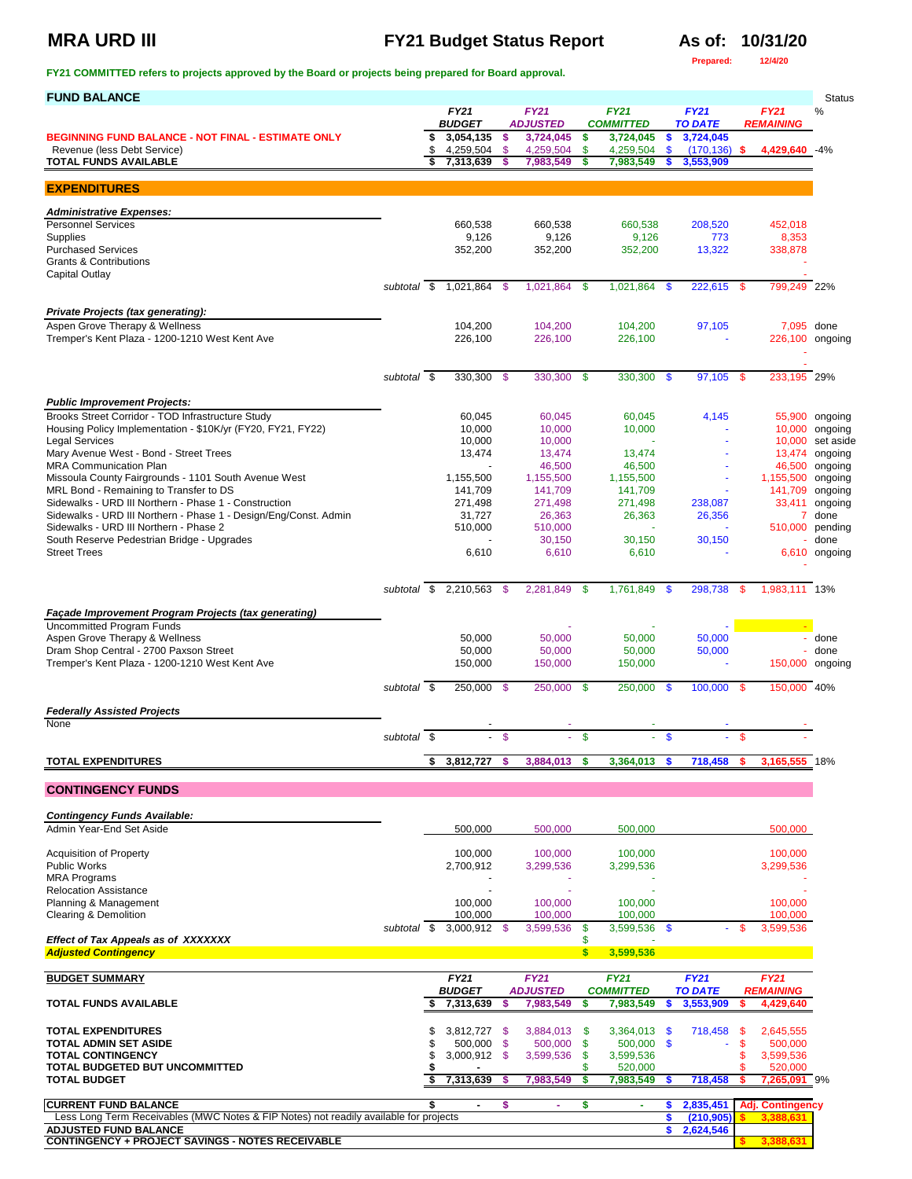# MRA URD III — FY21 Budget Status Report — As of: 10/31/20

Prepared: 12/4/20

**FY21 COMMITTED refers to projects approved by the Board or projects being prepared for Board approval.**

## FUND BALANCE

| | FY21 BUDGET | FY21 ADJUSTED | FY21 COMMITTED | FY21 TO DATE | FY21 REMAINING | Status % |
|---|---|---|---|---|---|---|
| **BEGINNING FUND BALANCE - NOT FINAL - ESTIMATE ONLY** | $ 3,054,135 | $ 3,724,045 | $ 3,724,045 | $ 3,724,045 | | |
| Revenue (less Debt Service) | $ 4,259,504 | $ 4,259,504 | $ 4,259,504 | $ (170,136) | $ 4,429,640 | -4% |
| **TOTAL FUNDS AVAILABLE** | $ 7,313,639 | $ 7,983,549 | $ 7,983,549 | $ 3,553,909 | | |

## EXPENDITURES

| | FY21 BUDGET | FY21 ADJUSTED | FY21 COMMITTED | FY21 TO DATE | FY21 REMAINING | Status |
|---|---|---|---|---|---|---|
| ***Administrative Expenses:*** | | | | | | |
| Personnel Services | 660,538 | 660,538 | 660,538 | 208,520 | 452,018 | |
| Supplies | 9,126 | 9,126 | 9,126 | 773 | 8,353 | |
| Purchased Services | 352,200 | 352,200 | 352,200 | 13,322 | 338,878 | |
| Grants & Contributions | | | | | - | |
| Capital Outlay | | | | | - | |
| *subtotal* | $ 1,021,864 | $ 1,021,864 | $ 1,021,864 | $ 222,615 | $ 799,249 | 22% |
| ***Private Projects (tax generating):*** | | | | | | |
| Aspen Grove Therapy & Wellness | 104,200 | 104,200 | 104,200 | 97,105 | 7,095 | done |
| Tremper's Kent Plaza - 1200-1210 West Kent Ave | 226,100 | 226,100 | 226,100 | - | 226,100 | ongoing |
| | | | | | - | |
| | | | | | - | |
| *subtotal* | $ 330,300 | $ 330,300 | $ 330,300 | $ 97,105 | $ 233,195 | 29% |
| ***Public Improvement Projects:*** | | | | | | |
| Brooks Street Corridor - TOD Infrastructure Study | 60,045 | 60,045 | 60,045 | 4,145 | 55,900 | ongoing |
| Housing Policy Implementation - $10K/yr (FY20, FY21, FY22) | 10,000 | 10,000 | 10,000 | - | 10,000 | ongoing |
| Legal Services | 10,000 | 10,000 | - | - | 10,000 | set aside |
| Mary Avenue West - Bond - Street Trees | 13,474 | 13,474 | 13,474 | - | 13,474 | ongoing |
| MRA Communication Plan | - | 46,500 | 46,500 | - | 46,500 | ongoing |
| Missoula County Fairgrounds - 1101 South Avenue West | 1,155,500 | 1,155,500 | 1,155,500 | - | 1,155,500 | ongoing |
| MRL Bond - Remaining to Transfer to DS | 141,709 | 141,709 | 141,709 | - | 141,709 | ongoing |
| Sidewalks - URD III Northern - Phase 1 - Construction | 271,498 | 271,498 | 271,498 | 238,087 | 33,411 | ongoing |
| Sidewalks - URD III Northern - Phase 1 - Design/Eng/Const. Admin | 31,727 | 26,363 | 26,363 | 26,356 | 7 | done |
| Sidewalks - URD III Northern - Phase 2 | 510,000 | 510,000 | - | - | 510,000 | pending |
| South Reserve Pedestrian Bridge - Upgrades | - | 30,150 | 30,150 | 30,150 | - | done |
| Street Trees | 6,610 | 6,610 | 6,610 | - | 6,610 | ongoing |
| | | | | | - | |
| *subtotal* | $ 2,210,563 | $ 2,281,849 | $ 1,761,849 | $ 298,738 | $ 1,983,111 | 13% |
| ***Façade Improvement Program Projects (tax generating)*** | | | | | | |
| Uncommitted Program Funds | | - | - | - | - | |
| Aspen Grove Therapy & Wellness | 50,000 | 50,000 | 50,000 | 50,000 | - | done |
| Dram Shop Central - 2700 Paxson Street | 50,000 | 50,000 | 50,000 | 50,000 | - | done |
| Tremper's Kent Plaza - 1200-1210 West Kent Ave | 150,000 | 150,000 | 150,000 | - | 150,000 | ongoing |
| *subtotal* | $ 250,000 | $ 250,000 | $ 250,000 | $ 100,000 | $ 150,000 | 40% |
| ***Federally Assisted Projects*** | | | | | | |
| None | - | - | - | - | - | |
| *subtotal* | $ - | $ - | $ - | $ - | $ - | |
| **TOTAL EXPENDITURES** | $ 3,812,727 | $ 3,884,013 | $ 3,364,013 | $ 718,458 | $ 3,165,555 | 18% |

## CONTINGENCY FUNDS

| | FY21 BUDGET | FY21 ADJUSTED | FY21 COMMITTED | FY21 TO DATE | FY21 REMAINING |
|---|---|---|---|---|---|
| ***Contingency Funds Available:*** | | | | | |
| Admin Year-End Set Aside | 500,000 | 500,000 | 500,000 | | 500,000 |
| Acquisition of Property | 100,000 | 100,000 | 100,000 | | 100,000 |
| Public Works | 2,700,912 | 3,299,536 | 3,299,536 | | 3,299,536 |
| MRA Programs | - | - | - | | - |
| Relocation Assistance | - | - | - | | - |
| Planning & Management | 100,000 | 100,000 | 100,000 | | 100,000 |
| Clearing & Demolition | 100,000 | 100,000 | 100,000 | | 100,000 |
| *subtotal* | $ 3,000,912 | $ 3,599,536 | $ 3,599,536 | $ - | $ 3,599,536 |
| ***Effect of Tax Appeals as of XXXXXXX*** | | | $ - | | |
| ***Adjusted Contingency*** | | | $ 3,599,536 | | |

## BUDGET SUMMARY

| | FY21 BUDGET | FY21 ADJUSTED | FY21 COMMITTED | FY21 TO DATE | FY21 REMAINING | |
|---|---|---|---|---|---|---|
| **TOTAL FUNDS AVAILABLE** | $ 7,313,639 | $ 7,983,549 | $ 7,983,549 | $ 3,553,909 | $ 4,429,640 | |
| **TOTAL EXPENDITURES** | $ 3,812,727 | $ 3,884,013 | $ 3,364,013 | $ 718,458 | $ 2,645,555 | |
| **TOTAL ADMIN SET ASIDE** | $ 500,000 | $ 500,000 | $ 500,000 | $ - | $ 500,000 | |
| **TOTAL CONTINGENCY** | $ 3,000,912 | $ 3,599,536 | $ 3,599,536 | | $ 3,599,536 | |
| **TOTAL BUDGETED BUT UNCOMMITTED** | $ - | | $ 520,000 | | $ 520,000 | |
| **TOTAL BUDGET** | $ 7,313,639 | $ 7,983,549 | $ 7,983,549 | $ 718,458 | $ 7,265,091 | 9% |
| **CURRENT FUND BALANCE** | $ - | $ - | $ - | $ 2,835,451 | Adj. Contingency | |
| Less Long Term Receivables (MWC Notes & FIP Notes) not readily available for projects | | | | $ (210,905) | $ 3,388,631 | |
| **ADJUSTED FUND BALANCE** | | | | $ 2,624,546 | | |
| **CONTINGENCY + PROJECT SAVINGS - NOTES RECEIVABLE** | | | | | $ 3,388,631 | |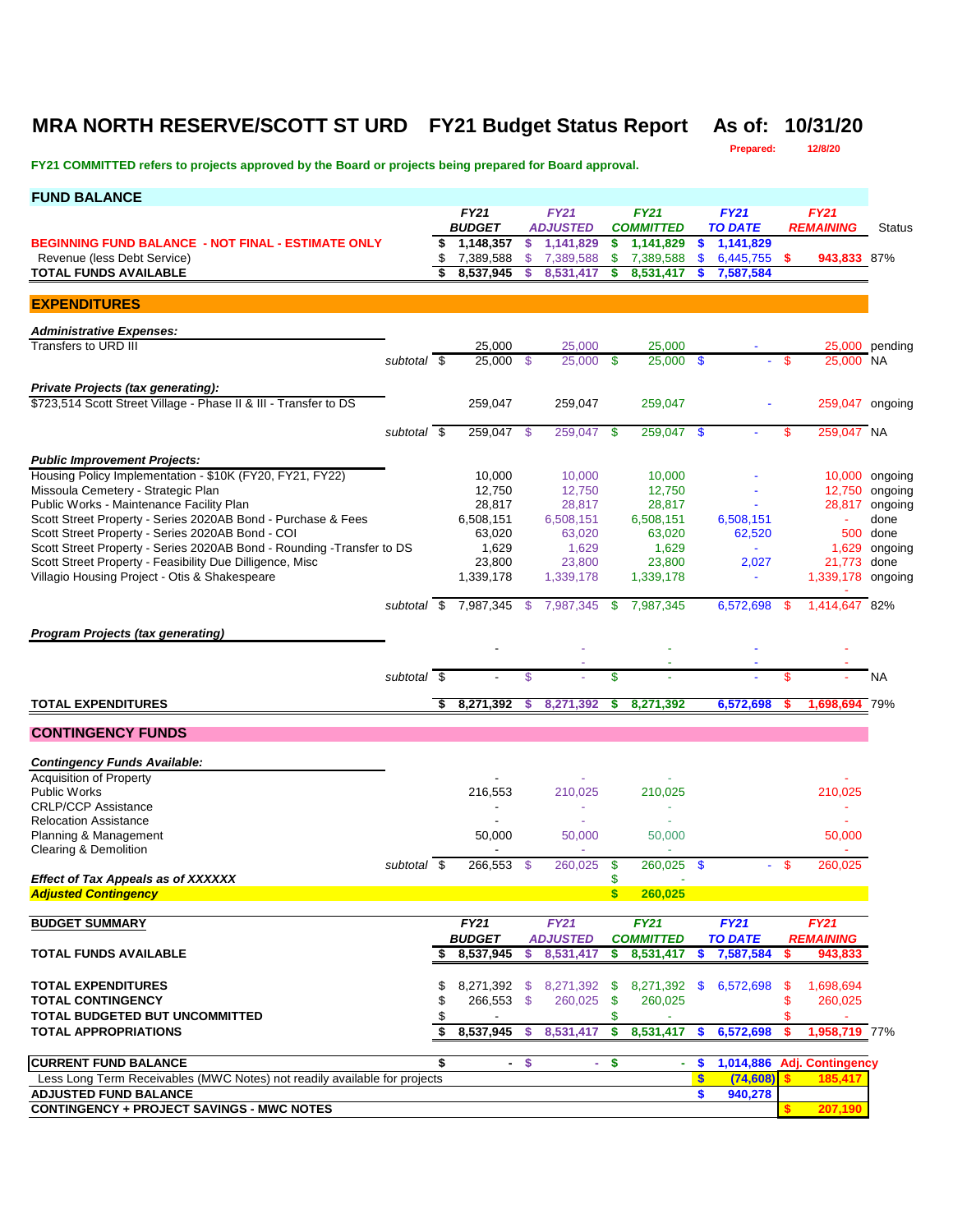# MRA NORTH RESERVE/SCOTT ST URD FY21 Budget Status Report As of: 10/31/20

Prepared: 12/8/20

**FY21 COMMITTED refers to projects approved by the Board or projects being prepared for Board approval.**

## FUND BALANCE

| | FY21 BUDGET | FY21 ADJUSTED | FY21 COMMITTED | FY21 TO DATE | FY21 REMAINING | Status |
|---|---|---|---|---|---|---|
| **BEGINNING FUND BALANCE - NOT FINAL - ESTIMATE ONLY** | $ 1,148,357 | $ 1,141,829 | $ 1,141,829 | $ 1,141,829 | | |
| Revenue (less Debt Service) | $ 7,389,588 | $ 7,389,588 | $ 7,389,588 | $ 6,445,755 | $ 943,833 | 87% |
| **TOTAL FUNDS AVAILABLE** | $ 8,537,945 | $ 8,531,417 | $ 8,531,417 | $ 7,587,584 | | |

## EXPENDITURES

| | FY21 BUDGET | FY21 ADJUSTED | FY21 COMMITTED | FY21 TO DATE | FY21 REMAINING | Status |
|---|---|---|---|---|---|---|
| ***Administrative Expenses:*** | | | | | | |
| Transfers to URD III | 25,000 | 25,000 | 25,000 | - | 25,000 | pending |
| subtotal | $ 25,000 | $ 25,000 | $ 25,000 | $ - | $ 25,000 | NA |
| ***Private Projects (tax generating):*** | | | | | | |
| $723,514 Scott Street Village - Phase II & III - Transfer to DS | 259,047 | 259,047 | 259,047 | - | 259,047 | ongoing |
| subtotal | $ 259,047 | $ 259,047 | $ 259,047 | $ - | $ 259,047 | NA |
| ***Public Improvement Projects:*** | | | | | | |
| Housing Policy Implementation - $10K (FY20, FY21, FY22) | 10,000 | 10,000 | 10,000 | - | 10,000 | ongoing |
| Missoula Cemetery - Strategic Plan | 12,750 | 12,750 | 12,750 | - | 12,750 | ongoing |
| Public Works - Maintenance Facility Plan | 28,817 | 28,817 | 28,817 | - | 28,817 | ongoing |
| Scott Street Property - Series 2020AB Bond - Purchase & Fees | 6,508,151 | 6,508,151 | 6,508,151 | 6,508,151 | - | done |
| Scott Street Property - Series 2020AB Bond - COI | 63,020 | 63,020 | 63,020 | 62,520 | 500 | done |
| Scott Street Property - Series 2020AB Bond - Rounding -Transfer to DS | 1,629 | 1,629 | 1,629 | - | 1,629 | ongoing |
| Scott Street Property - Feasibility Due Dilligence, Misc | 23,800 | 23,800 | 23,800 | 2,027 | 21,773 | done |
| Villagio Housing Project - Otis & Shakespeare | 1,339,178 | 1,339,178 | 1,339,178 | - | 1,339,178 | ongoing |
| | | | | | - | |
| subtotal | $ 7,987,345 | $ 7,987,345 | $ 7,987,345 | 6,572,698 | $ 1,414,647 | 82% |
| ***Program Projects (tax generating)*** | | | | | | |
| | - | - | - | - | - | |
| | | - | - | - | - | |
| subtotal | $ - | $ - | $ - | - | $ - | NA |
| **TOTAL EXPENDITURES** | $ 8,271,392 | $ 8,271,392 | $ 8,271,392 | 6,572,698 | $ 1,698,694 | 79% |

## CONTINGENCY FUNDS

| | FY21 BUDGET | FY21 ADJUSTED | FY21 COMMITTED | FY21 TO DATE | FY21 REMAINING |
|---|---|---|---|---|---|
| ***Contingency Funds Available:*** | | | | | |
| Acquisition of Property | - | - | - | | - |
| Public Works | 216,553 | 210,025 | 210,025 | | 210,025 |
| CRLP/CCP Assistance | - | - | - | | - |
| Relocation Assistance | - | - | - | | - |
| Planning & Management | 50,000 | 50,000 | 50,000 | | 50,000 |
| Clearing & Demolition | - | - | - | | - |
| subtotal | $ 266,553 | $ 260,025 | $ 260,025 | $ - | $ 260,025 |
| ***Effect of Tax Appeals as of XXXXXX*** | | | $ - | | |
| ***Adjusted Contingency*** | | | **$ 260,025** | | |

## BUDGET SUMMARY

| | FY21 BUDGET | FY21 ADJUSTED | FY21 COMMITTED | FY21 TO DATE | FY21 REMAINING | |
|---|---|---|---|---|---|---|
| **TOTAL FUNDS AVAILABLE** | $ 8,537,945 | $ 8,531,417 | $ 8,531,417 | $ 7,587,584 | $ 943,833 | |
| **TOTAL EXPENDITURES** | $ 8,271,392 | $ 8,271,392 | $ 8,271,392 | $ 6,572,698 | $ 1,698,694 | |
| **TOTAL CONTINGENCY** | $ 266,553 | $ 260,025 | $ 260,025 | | $ 260,025 | |
| **TOTAL BUDGETED BUT UNCOMMITTED** | $ - | | $ - | | $ - | |
| **TOTAL APPROPRIATIONS** | $ 8,537,945 | $ 8,531,417 | $ 8,531,417 | $ 6,572,698 | $ 1,958,719 | 77% |
| **CURRENT FUND BALANCE** | $ - | $ - | $ - | $ 1,014,886 | **Adj. Contingency** | |
| Less Long Term Receivables (MWC Notes) not readily available for projects | | | | $ (74,608) | $ 185,417 | |
| **ADJUSTED FUND BALANCE** | | | | $ 940,278 | | |
| **CONTINGENCY + PROJECT SAVINGS - MWC NOTES** | | | | | $ 207,190 | |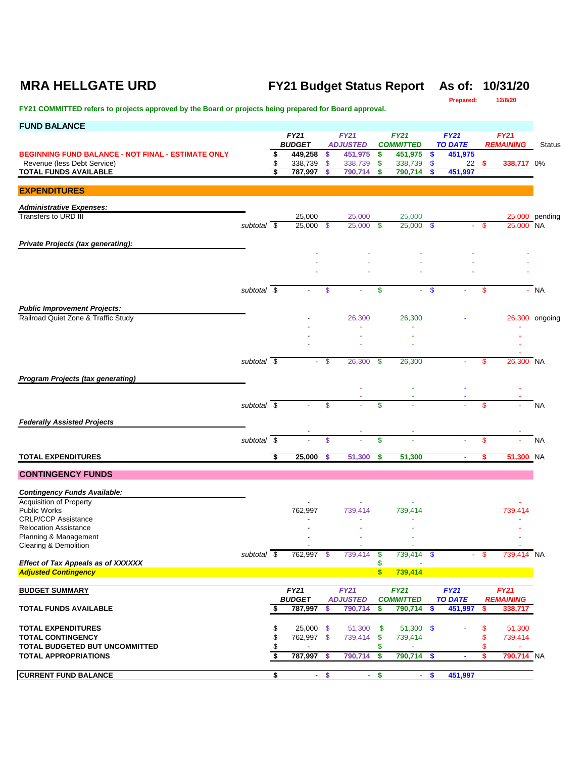# MRA HELLGATE URD

## FY21 Budget Status Report As of: 10/31/20

Prepared: 12/8/20

FY21 COMMITTED refers to projects approved by the Board or projects being prepared for Board approval.

| FUND BALANCE | FY21 BUDGET | FY21 ADJUSTED | FY21 COMMITTED | FY21 TO DATE | FY21 REMAINING | Status |
|---|---|---|---|---|---|---|
| **BEGINNING FUND BALANCE - NOT FINAL - ESTIMATE ONLY** | **$ 449,258** | **$ 451,975** | **$ 451,975** | **$ 451,975** | | |
| Revenue (less Debt Service) | $ 338,739 | $ 338,739 | $ 338,739 | $ 22 | **$ 338,717** | 0% |
| **TOTAL FUNDS AVAILABLE** | **$ 787,997** | **$ 790,714** | **$ 790,714** | **$ 451,997** | | |

| EXPENDITURES | | FY21 BUDGET | FY21 ADJUSTED | FY21 COMMITTED | FY21 TO DATE | FY21 REMAINING | Status |
|---|---|---|---|---|---|---|---|
| ***Administrative Expenses:*** | | | | | | | |
| Transfers to URD III | | 25,000 | 25,000 | 25,000 | | 25,000 | pending |
| | *subtotal* | $ 25,000 | $ 25,000 | $ 25,000 | $ - | $ 25,000 | NA |
| ***Private Projects (tax generating):*** | | | | | | | |
| | | - | - | - | - | - | |
| | | - | - | - | - | - | |
| | | - | - | - | - | - | |
| | *subtotal* | $ - | $ - | $ - | $ - | $ - | NA |
| ***Public Improvement Projects:*** | | | | | | | |
| Railroad Quiet Zone & Traffic Study | | - | 26,300 | 26,300 | - | 26,300 | ongoing |
| | | - | - | - | | - | |
| | | - | - | - | | - | |
| | | - | - | - | | - | |
| | *subtotal* | $ - | $ 26,300 | $ 26,300 | - | $ 26,300 | NA |
| ***Program Projects (tax generating)*** | | | | | | | |
| | | | - | - | - | - | |
| | | | - | - | - | - | |
| | *subtotal* | $ - | $ - | $ - | - | $ - | NA |
| ***Federally Assisted Projects*** | | | | | | | |
| | | - | - | - | | - | |
| | *subtotal* | $ - | $ - | $ - | - | $ - | NA |
| **TOTAL EXPENDITURES** | | **$ 25,000** | **$ 51,300** | **$ 51,300** | **-** | **$ 51,300** | NA |

| CONTINGENCY FUNDS | | FY21 BUDGET | FY21 ADJUSTED | FY21 COMMITTED | FY21 TO DATE | FY21 REMAINING | Status |
|---|---|---|---|---|---|---|---|
| ***Contingency Funds Available:*** | | | | | | | |
| Acquisition of Property | | - | - | - | | - | |
| Public Works | | 762,997 | 739,414 | 739,414 | | 739,414 | |
| CRLP/CCP Assistance | | - | - | - | | - | |
| Relocation Assistance | | - | - | - | | - | |
| Planning & Management | | - | - | - | | - | |
| Clearing & Demolition | | - | - | - | | - | |
| | *subtotal* | $ 762,997 | $ 739,414 | $ 739,414 | $ - | $ 739,414 | NA |
| ***Effect of Tax Appeals as of XXXXXX*** | | | | $ - | | | |
| ***Adjusted Contingency*** | | | | **$ 739,414** | | | |

| BUDGET SUMMARY | FY21 BUDGET | FY21 ADJUSTED | FY21 COMMITTED | FY21 TO DATE | FY21 REMAINING | Status |
|---|---|---|---|---|---|---|
| **TOTAL FUNDS AVAILABLE** | **$ 787,997** | **$ 790,714** | **$ 790,714** | **$ 451,997** | **$ 338,717** | |
| **TOTAL EXPENDITURES** | $ 25,000 | $ 51,300 | $ 51,300 | $ - | $ 51,300 | |
| **TOTAL CONTINGENCY** | $ 762,997 | $ 739,414 | $ 739,414 | | $ 739,414 | |
| **TOTAL BUDGETED BUT UNCOMMITTED** | $ - | | $ - | | $ - | |
| **TOTAL APPROPRIATIONS** | **$ 787,997** | **$ 790,714** | **$ 790,714** | **$ -** | **$ 790,714** | NA |
| **CURRENT FUND BALANCE** | **$ -** | **$ -** | **$ -** | **$ 451,997** | | |